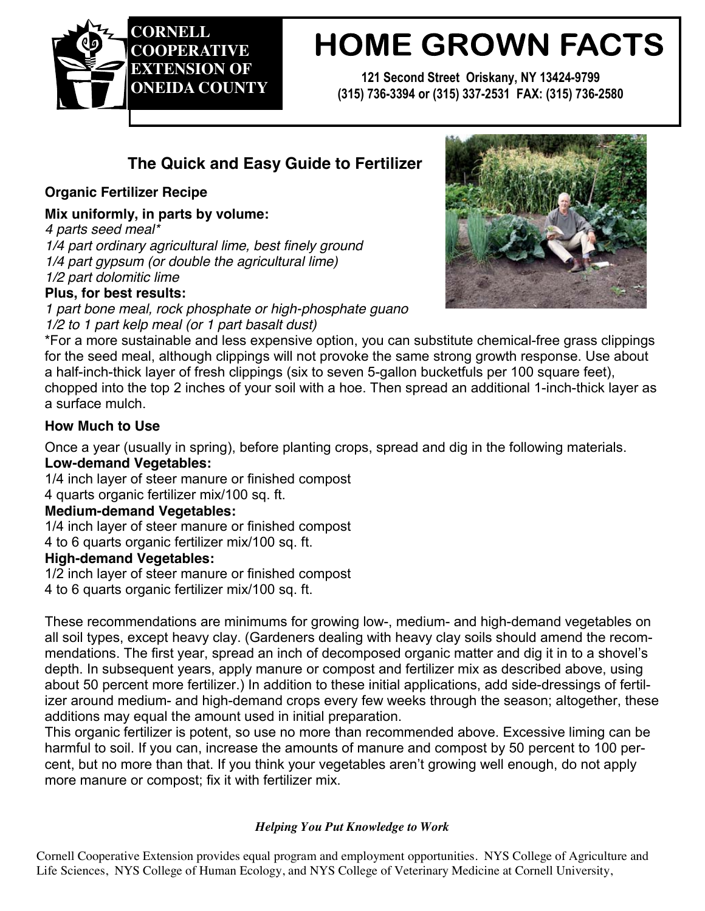**CORNELL COOPERATIVE EXTENSION OF ONEIDA COUNTY**

# HOME GROWN FACTS

121 Second Street Oriskany, NY 13424-9799
(315) 736-3394 or (315) 337-2531 FAX: (315) 736-2580

## The Quick and Easy Guide to Fertilizer

### Organic Fertilizer Recipe

**Mix uniformly, in parts by volume:**
*4 parts seed meal**
*1/4 part ordinary agricultural lime, best finely ground*
*1/4 part gypsum (or double the agricultural lime)*
*1/2 part dolomitic lime*
**Plus, for best results:**
*1 part bone meal, rock phosphate or high-phosphate guano*
*1/2 to 1 part kelp meal (or 1 part basalt dust)*

*For a more sustainable and less expensive option, you can substitute chemical-free grass clippings for the seed meal, although clippings will not provoke the same strong growth response. Use about a half-inch-thick layer of fresh clippings (six to seven 5-gallon bucketfuls per 100 square feet), chopped into the top 2 inches of your soil with a hoe. Then spread an additional 1-inch-thick layer as a surface mulch.

### How Much to Use

Once a year (usually in spring), before planting crops, spread and dig in the following materials.

**Low-demand Vegetables:**
1/4 inch layer of steer manure or finished compost
4 quarts organic fertilizer mix/100 sq. ft.

**Medium-demand Vegetables:**
1/4 inch layer of steer manure or finished compost
4 to 6 quarts organic fertilizer mix/100 sq. ft.

**High-demand Vegetables:**
1/2 inch layer of steer manure or finished compost
4 to 6 quarts organic fertilizer mix/100 sq. ft.

These recommendations are minimums for growing low-, medium- and high-demand vegetables on all soil types, except heavy clay. (Gardeners dealing with heavy clay soils should amend the recommendations. The first year, spread an inch of decomposed organic matter and dig it in to a shovel's depth. In subsequent years, apply manure or compost and fertilizer mix as described above, using about 50 percent more fertilizer.) In addition to these initial applications, add side-dressings of fertilizer around medium- and high-demand crops every few weeks through the season; altogether, these additions may equal the amount used in initial preparation.

This organic fertilizer is potent, so use no more than recommended above. Excessive liming can be harmful to soil. If you can, increase the amounts of manure and compost by 50 percent to 100 percent, but no more than that. If you think your vegetables aren't growing well enough, do not apply more manure or compost; fix it with fertilizer mix.

*Helping You Put Knowledge to Work*

Cornell Cooperative Extension provides equal program and employment opportunities. NYS College of Agriculture and Life Sciences, NYS College of Human Ecology, and NYS College of Veterinary Medicine at Cornell University,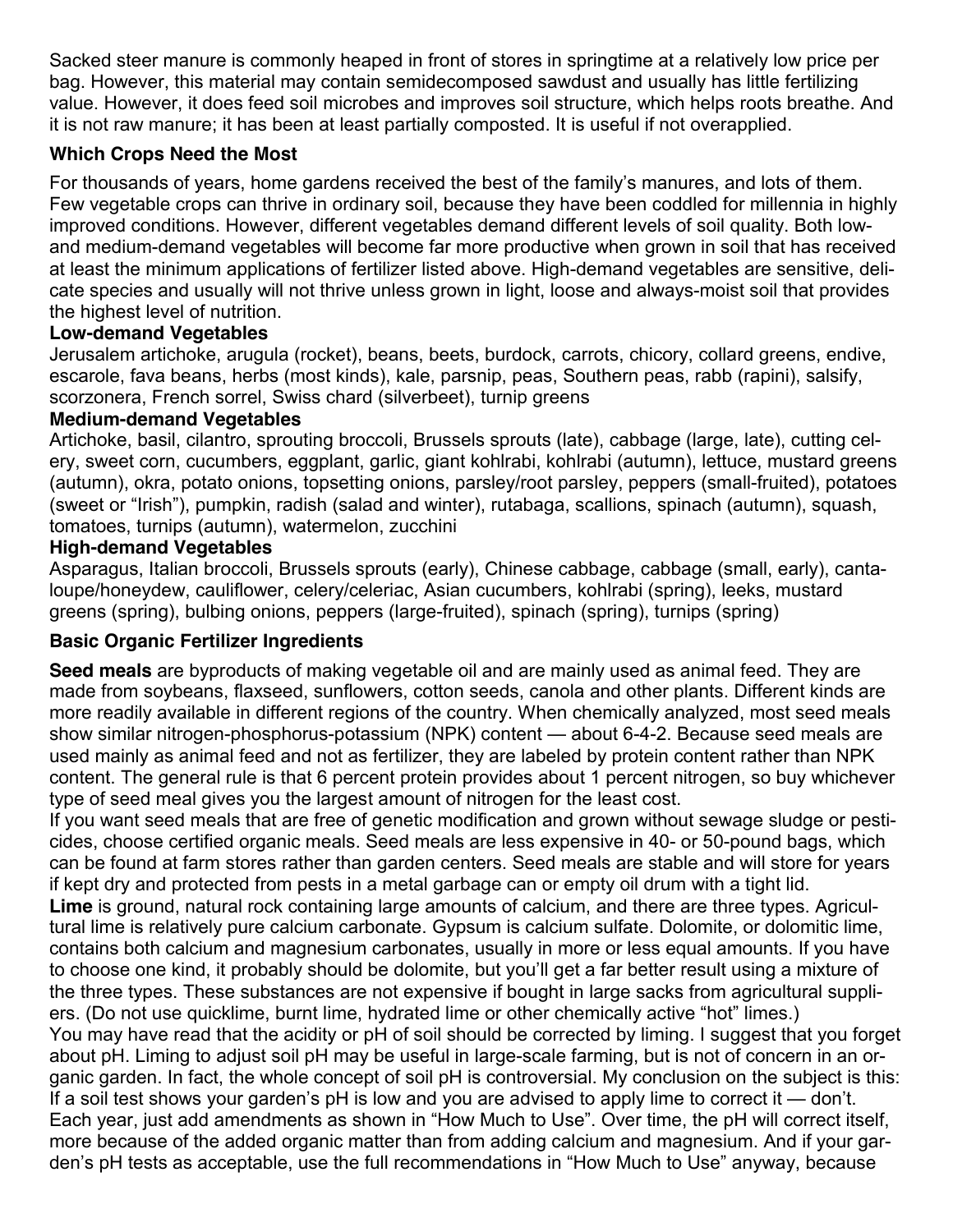Sacked steer manure is commonly heaped in front of stores in springtime at a relatively low price per bag. However, this material may contain semidecomposed sawdust and usually has little fertilizing value. However, it does feed soil microbes and improves soil structure, which helps roots breathe. And it is not raw manure; it has been at least partially composted. It is useful if not overapplied.

### Which Crops Need the Most

For thousands of years, home gardens received the best of the family's manures, and lots of them. Few vegetable crops can thrive in ordinary soil, because they have been coddled for millennia in highly improved conditions. However, different vegetables demand different levels of soil quality. Both low- and medium-demand vegetables will become far more productive when grown in soil that has received at least the minimum applications of fertilizer listed above. High-demand vegetables are sensitive, delicate species and usually will not thrive unless grown in light, loose and always-moist soil that provides the highest level of nutrition.

#### Low-demand Vegetables

Jerusalem artichoke, arugula (rocket), beans, beets, burdock, carrots, chicory, collard greens, endive, escarole, fava beans, herbs (most kinds), kale, parsnip, peas, Southern peas, rabb (rapini), salsify, scorzonera, French sorrel, Swiss chard (silverbeet), turnip greens

#### Medium-demand Vegetables

Artichoke, basil, cilantro, sprouting broccoli, Brussels sprouts (late), cabbage (large, late), cutting celery, sweet corn, cucumbers, eggplant, garlic, giant kohlrabi, kohlrabi (autumn), lettuce, mustard greens (autumn), okra, potato onions, topsetting onions, parsley/root parsley, peppers (small-fruited), potatoes (sweet or "Irish"), pumpkin, radish (salad and winter), rutabaga, scallions, spinach (autumn), squash, tomatoes, turnips (autumn), watermelon, zucchini

#### High-demand Vegetables

Asparagus, Italian broccoli, Brussels sprouts (early), Chinese cabbage, cabbage (small, early), cantaloupe/honeydew, cauliflower, celery/celeriac, Asian cucumbers, kohlrabi (spring), leeks, mustard greens (spring), bulbing onions, peppers (large-fruited), spinach (spring), turnips (spring)

### Basic Organic Fertilizer Ingredients

**Seed meals** are byproducts of making vegetable oil and are mainly used as animal feed. They are made from soybeans, flaxseed, sunflowers, cotton seeds, canola and other plants. Different kinds are more readily available in different regions of the country. When chemically analyzed, most seed meals show similar nitrogen-phosphorus-potassium (NPK) content — about 6-4-2. Because seed meals are used mainly as animal feed and not as fertilizer, they are labeled by protein content rather than NPK content. The general rule is that 6 percent protein provides about 1 percent nitrogen, so buy whichever type of seed meal gives you the largest amount of nitrogen for the least cost.

If you want seed meals that are free of genetic modification and grown without sewage sludge or pesticides, choose certified organic meals. Seed meals are less expensive in 40- or 50-pound bags, which can be found at farm stores rather than garden centers. Seed meals are stable and will store for years if kept dry and protected from pests in a metal garbage can or empty oil drum with a tight lid.

**Lime** is ground, natural rock containing large amounts of calcium, and there are three types. Agricultural lime is relatively pure calcium carbonate. Gypsum is calcium sulfate. Dolomite, or dolomitic lime, contains both calcium and magnesium carbonates, usually in more or less equal amounts. If you have to choose one kind, it probably should be dolomite, but you'll get a far better result using a mixture of the three types. These substances are not expensive if bought in large sacks from agricultural suppliers. (Do not use quicklime, burnt lime, hydrated lime or other chemically active "hot" limes.)

You may have read that the acidity or pH of soil should be corrected by liming. I suggest that you forget about pH. Liming to adjust soil pH may be useful in large-scale farming, but is not of concern in an organic garden. In fact, the whole concept of soil pH is controversial. My conclusion on the subject is this: If a soil test shows your garden's pH is low and you are advised to apply lime to correct it — don't. Each year, just add amendments as shown in "How Much to Use". Over time, the pH will correct itself, more because of the added organic matter than from adding calcium and magnesium. And if your garden's pH tests as acceptable, use the full recommendations in "How Much to Use" anyway, because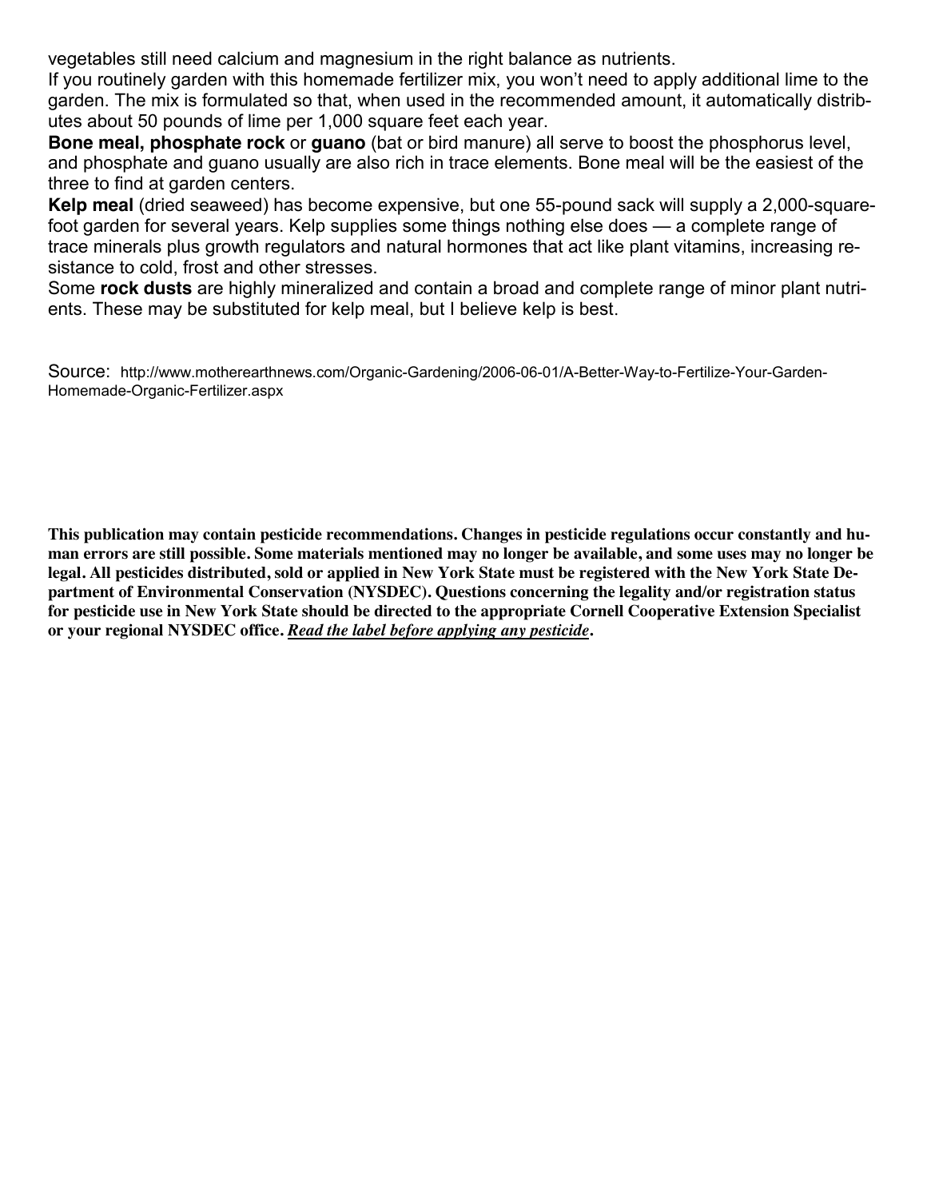vegetables still need calcium and magnesium in the right balance as nutrients.

If you routinely garden with this homemade fertilizer mix, you won't need to apply additional lime to the garden. The mix is formulated so that, when used in the recommended amount, it automatically distributes about 50 pounds of lime per 1,000 square feet each year.

**Bone meal, phosphate rock** or **guano** (bat or bird manure) all serve to boost the phosphorus level, and phosphate and guano usually are also rich in trace elements. Bone meal will be the easiest of the three to find at garden centers.

**Kelp meal** (dried seaweed) has become expensive, but one 55-pound sack will supply a 2,000-square-foot garden for several years. Kelp supplies some things nothing else does — a complete range of trace minerals plus growth regulators and natural hormones that act like plant vitamins, increasing resistance to cold, frost and other stresses.

Some **rock dusts** are highly mineralized and contain a broad and complete range of minor plant nutrients. These may be substituted for kelp meal, but I believe kelp is best.

Source: http://www.motherearthnews.com/Organic-Gardening/2006-06-01/A-Better-Way-to-Fertilize-Your-Garden-Homemade-Organic-Fertilizer.aspx

**This publication may contain pesticide recommendations. Changes in pesticide regulations occur constantly and human errors are still possible. Some materials mentioned may no longer be available, and some uses may no longer be legal. All pesticides distributed, sold or applied in New York State must be registered with the New York State Department of Environmental Conservation (NYSDEC). Questions concerning the legality and/or registration status for pesticide use in New York State should be directed to the appropriate Cornell Cooperative Extension Specialist or your regional NYSDEC office. *Read the label before applying any pesticide*.**